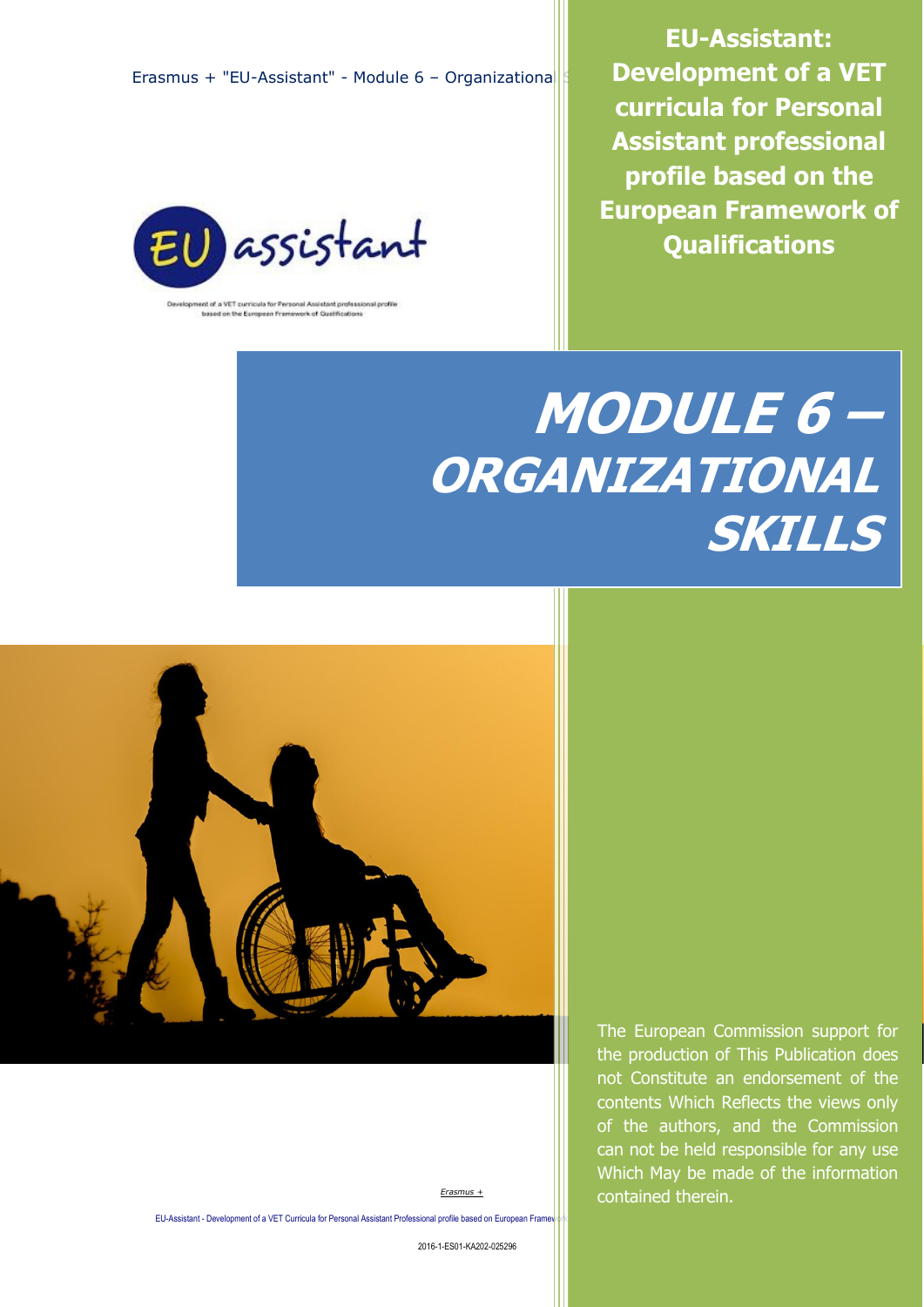**EU-Assistant: Development of a VET curricula for Personal Assistant professional profile based on the European Framework of Qualifications**

Development of a VET curricula for Personal Assistant professional profile based on the European Framework of Qualifications

# MODULE 6 – ORGANIZATIONAL SKILLS

The European Commission support for the production of This Publication does not Constitute an endorsement of the contents Which Reflects the views only of the authors, and the Commission can not be held responsible for any use Which May be made of the information contained therein.

2016-1-ES01-KA202-025296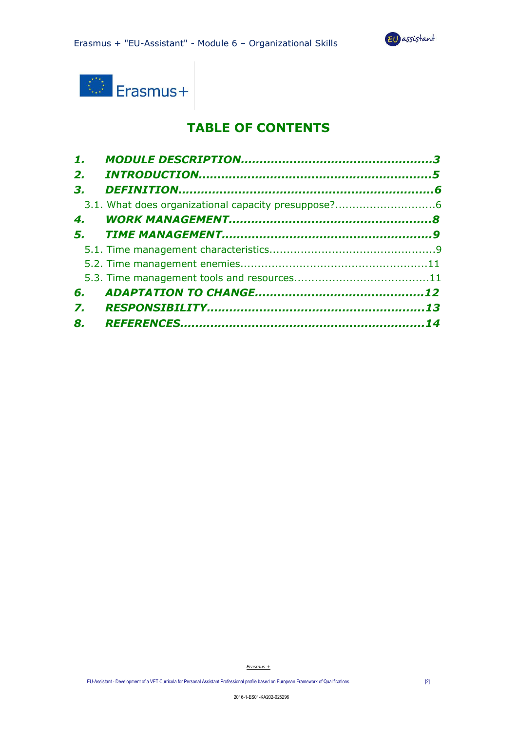## TABLE OF CONTENTS

***1. MODULE DESCRIPTION......................................................3***
***2. INTRODUCTION...............................................................5***
***3. DEFINITION.....................................................................6***
  3.1. What does organizational capacity presuppose?............................6
***4. WORK MANAGEMENT.......................................................8***
***5. TIME MANAGEMENT.........................................................9***
  5.1. Time management characteristics...............................................9
  5.2. Time management enemies.........................................................11
  5.3. Time management tools and resources.......................................11
***6. ADAPTATION TO CHANGE..............................................12***
***7. RESPONSIBILITY.............................................................13***
***8. REFERENCES...................................................................14***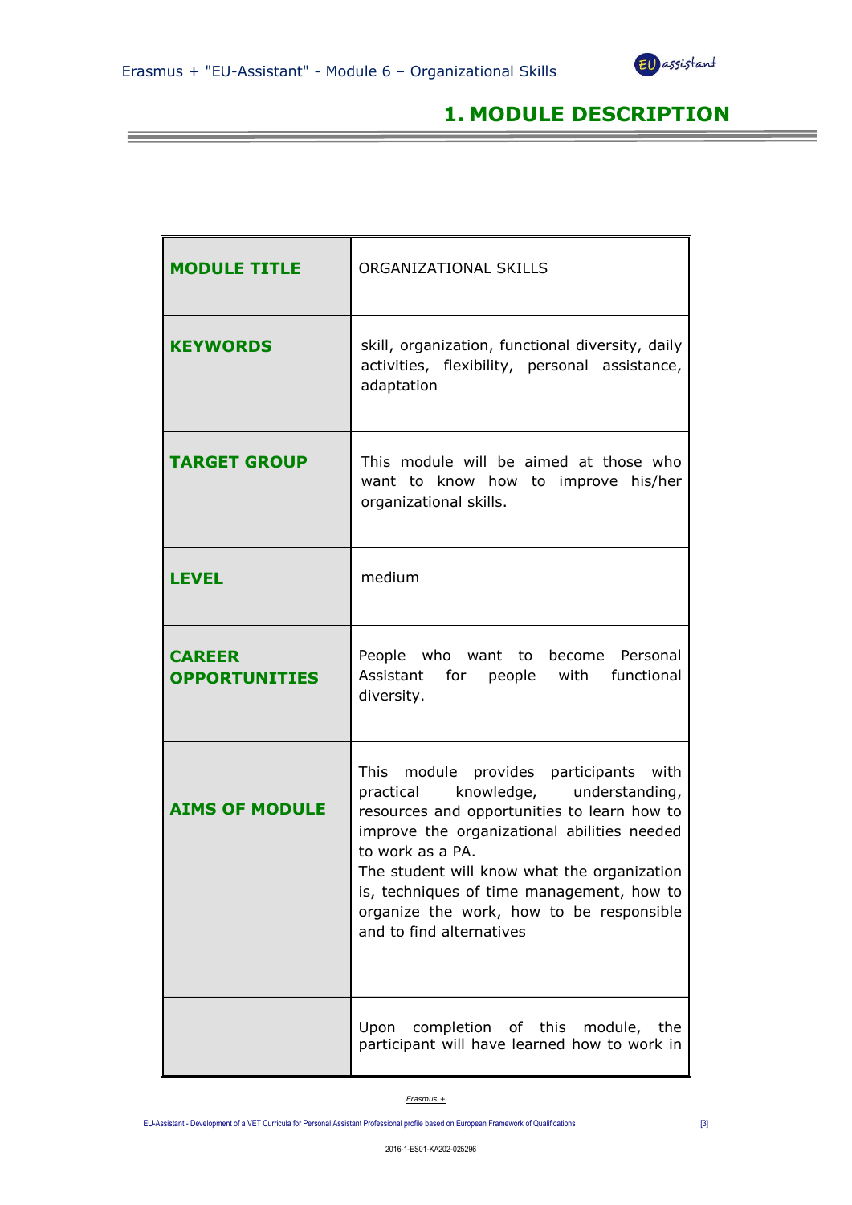# 1. MODULE DESCRIPTION

| | |
|---|---|
| **MODULE TITLE** | ORGANIZATIONAL SKILLS |
| **KEYWORDS** | skill, organization, functional diversity, daily activities, flexibility, personal assistance, adaptation |
| **TARGET GROUP** | This module will be aimed at those who want to know how to improve his/her organizational skills. |
| **LEVEL** | medium |
| **CAREER OPPORTUNITIES** | People who want to become Personal Assistant for people with functional diversity. |
| **AIMS OF MODULE** | This module provides participants with practical knowledge, understanding, resources and opportunities to learn how to improve the organizational abilities needed to work as a PA.<br>The student will know what the organization is, techniques of time management, how to organize the work, how to be responsible and to find alternatives |
| | Upon completion of this module, the participant will have learned how to work in |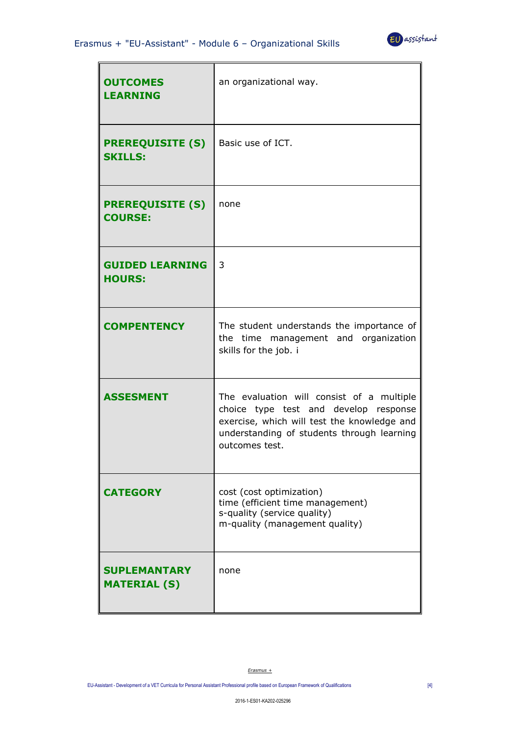| | |
|---|---|
| **OUTCOMES LEARNING** | an organizational way. |
| **PREREQUISITE (S) SKILLS:** | Basic use of ICT. |
| **PREREQUISITE (S) COURSE:** | none |
| **GUIDED LEARNING HOURS:** | 3 |
| **COMPENTENCY** | The student understands the importance of the time management and organization skills for the job. i |
| **ASSESMENT** | The evaluation will consist of a multiple choice type test and develop response exercise, which will test the knowledge and understanding of students through learning outcomes test. |
| **CATEGORY** | cost (cost optimization)<br>time (efficient time management)<br>s-quality (service quality)<br>m-quality (management quality) |
| **SUPLEMANTARY MATERIAL (S)** | none |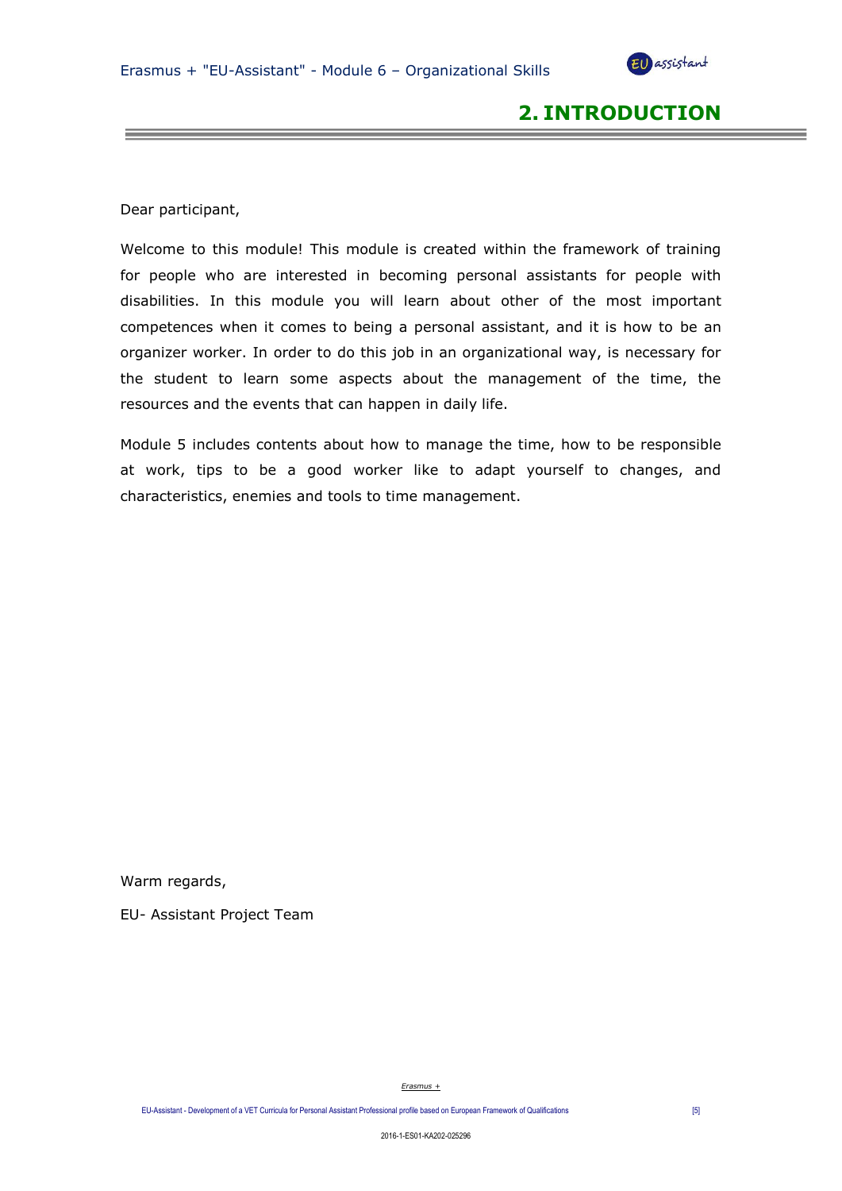# 2. INTRODUCTION

Dear participant,

Welcome to this module! This module is created within the framework of training for people who are interested in becoming personal assistants for people with disabilities. In this module you will learn about other of the most important competences when it comes to being a personal assistant, and it is how to be an organizer worker. In order to do this job in an organizational way, is necessary for the student to learn some aspects about the management of the time, the resources and the events that can happen in daily life.

Module 5 includes contents about how to manage the time, how to be responsible at work, tips to be a good worker like to adapt yourself to changes, and characteristics, enemies and tools to time management.

Warm regards,

EU- Assistant Project Team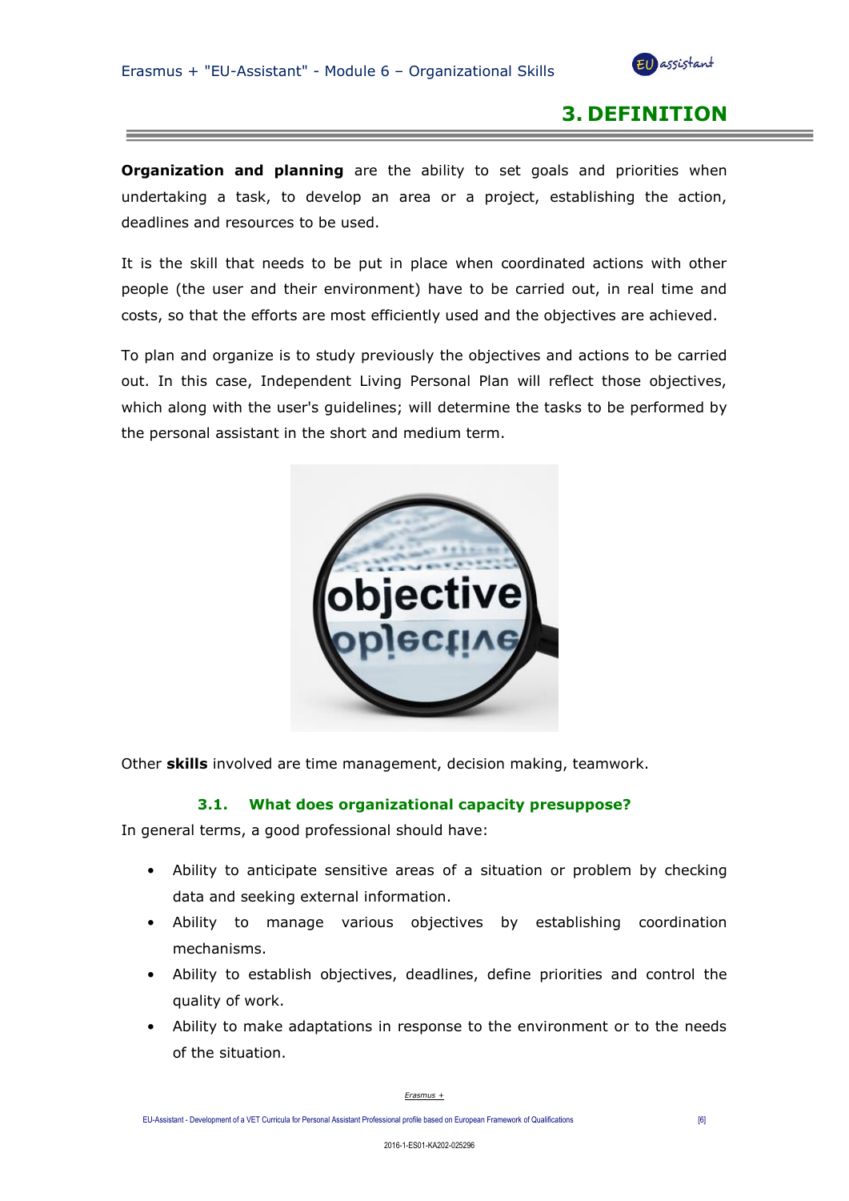## 3. DEFINITION

**Organization and planning** are the ability to set goals and priorities when undertaking a task, to develop an area or a project, establishing the action, deadlines and resources to be used.

It is the skill that needs to be put in place when coordinated actions with other people (the user and their environment) have to be carried out, in real time and costs, so that the efforts are most efficiently used and the objectives are achieved.

To plan and organize is to study previously the objectives and actions to be carried out. In this case, Independent Living Personal Plan will reflect those objectives, which along with the user's guidelines; will determine the tasks to be performed by the personal assistant in the short and medium term.

Other **skills** involved are time management, decision making, teamwork.

### 3.1. What does organizational capacity presuppose?

In general terms, a good professional should have:

- Ability to anticipate sensitive areas of a situation or problem by checking data and seeking external information.
- Ability to manage various objectives by establishing coordination mechanisms.
- Ability to establish objectives, deadlines, define priorities and control the quality of work.
- Ability to make adaptations in response to the environment or to the needs of the situation.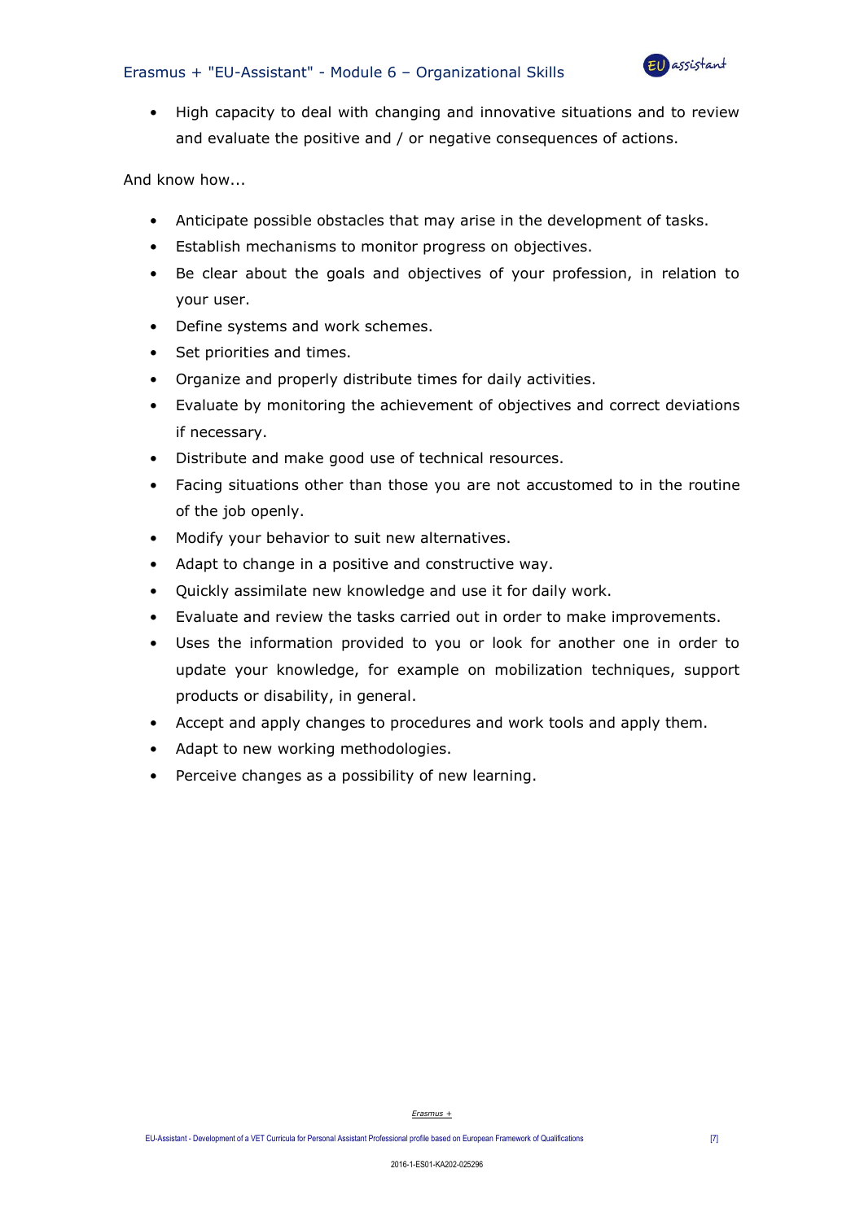- High capacity to deal with changing and innovative situations and to review and evaluate the positive and / or negative consequences of actions.

And know how...

- Anticipate possible obstacles that may arise in the development of tasks.
- Establish mechanisms to monitor progress on objectives.
- Be clear about the goals and objectives of your profession, in relation to your user.
- Define systems and work schemes.
- Set priorities and times.
- Organize and properly distribute times for daily activities.
- Evaluate by monitoring the achievement of objectives and correct deviations if necessary.
- Distribute and make good use of technical resources.
- Facing situations other than those you are not accustomed to in the routine of the job openly.
- Modify your behavior to suit new alternatives.
- Adapt to change in a positive and constructive way.
- Quickly assimilate new knowledge and use it for daily work.
- Evaluate and review the tasks carried out in order to make improvements.
- Uses the information provided to you or look for another one in order to update your knowledge, for example on mobilization techniques, support products or disability, in general.
- Accept and apply changes to procedures and work tools and apply them.
- Adapt to new working methodologies.
- Perceive changes as a possibility of new learning.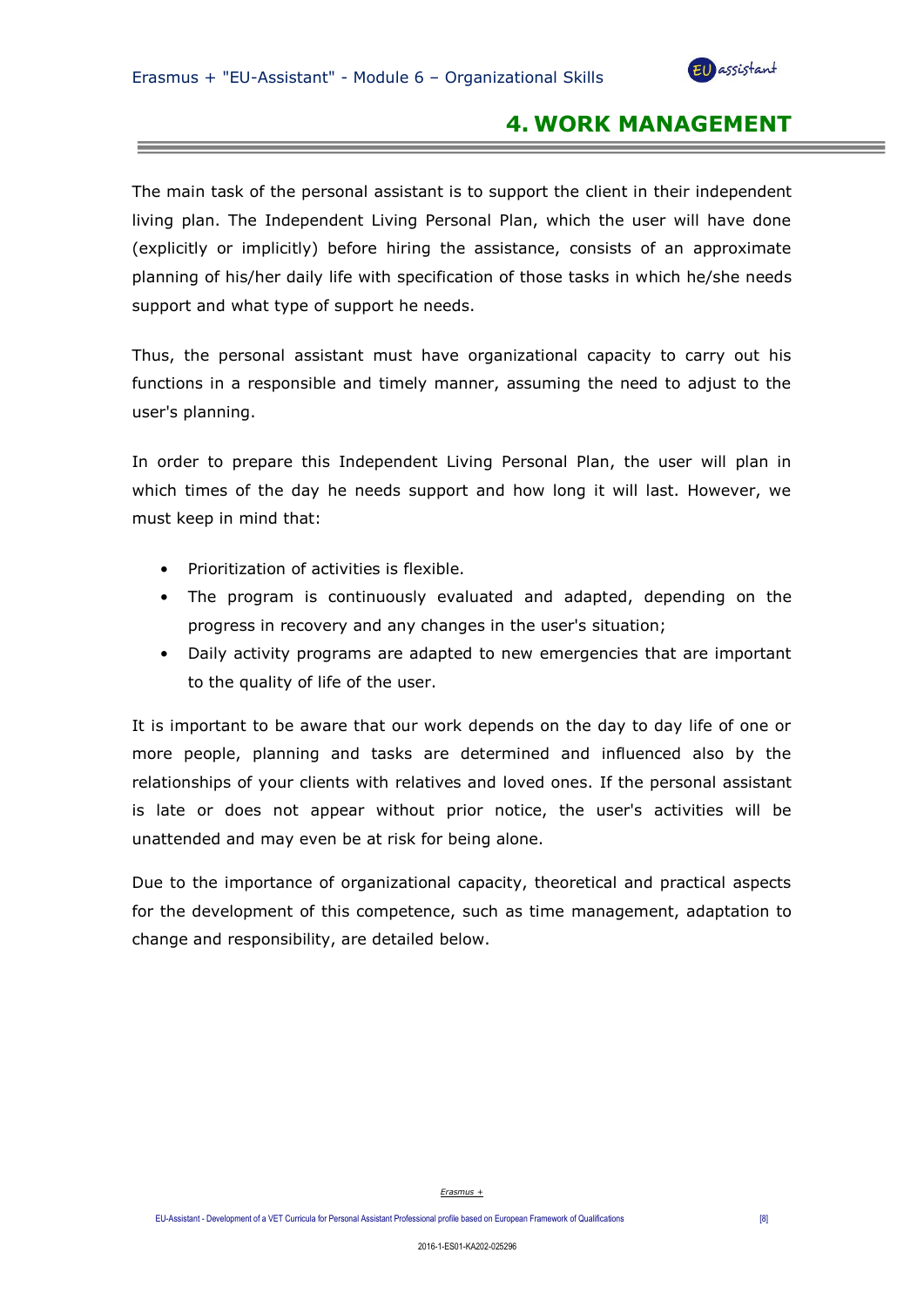# 4. WORK MANAGEMENT

The main task of the personal assistant is to support the client in their independent living plan. The Independent Living Personal Plan, which the user will have done (explicitly or implicitly) before hiring the assistance, consists of an approximate planning of his/her daily life with specification of those tasks in which he/she needs support and what type of support he needs.

Thus, the personal assistant must have organizational capacity to carry out his functions in a responsible and timely manner, assuming the need to adjust to the user's planning.

In order to prepare this Independent Living Personal Plan, the user will plan in which times of the day he needs support and how long it will last. However, we must keep in mind that:

- Prioritization of activities is flexible.
- The program is continuously evaluated and adapted, depending on the progress in recovery and any changes in the user's situation;
- Daily activity programs are adapted to new emergencies that are important to the quality of life of the user.

It is important to be aware that our work depends on the day to day life of one or more people, planning and tasks are determined and influenced also by the relationships of your clients with relatives and loved ones. If the personal assistant is late or does not appear without prior notice, the user's activities will be unattended and may even be at risk for being alone.

Due to the importance of organizational capacity, theoretical and practical aspects for the development of this competence, such as time management, adaptation to change and responsibility, are detailed below.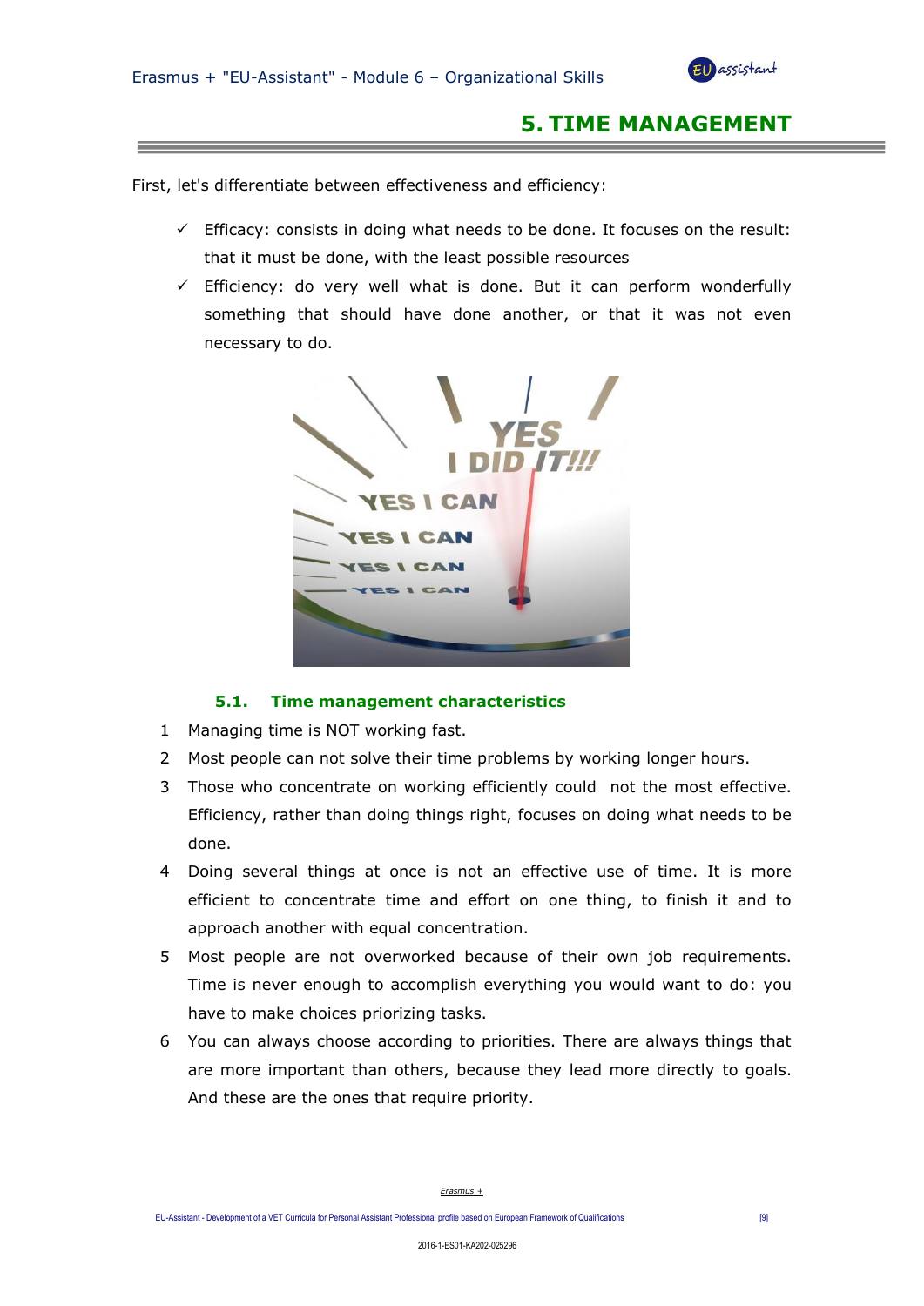## 5. TIME MANAGEMENT

First, let's differentiate between effectiveness and efficiency:

- ✓ Efficacy: consists in doing what needs to be done. It focuses on the result: that it must be done, with the least possible resources
- ✓ Efficiency: do very well what is done. But it can perform wonderfully something that should have done another, or that it was not even necessary to do.

### 5.1. Time management characteristics

1. Managing time is NOT working fast.
2. Most people can not solve their time problems by working longer hours.
3. Those who concentrate on working efficiently could not the most effective. Efficiency, rather than doing things right, focuses on doing what needs to be done.
4. Doing several things at once is not an effective use of time. It is more efficient to concentrate time and effort on one thing, to finish it and to approach another with equal concentration.
5. Most people are not overworked because of their own job requirements. Time is never enough to accomplish everything you would want to do: you have to make choices priorizing tasks.
6. You can always choose according to priorities. There are always things that are more important than others, because they lead more directly to goals. And these are the ones that require priority.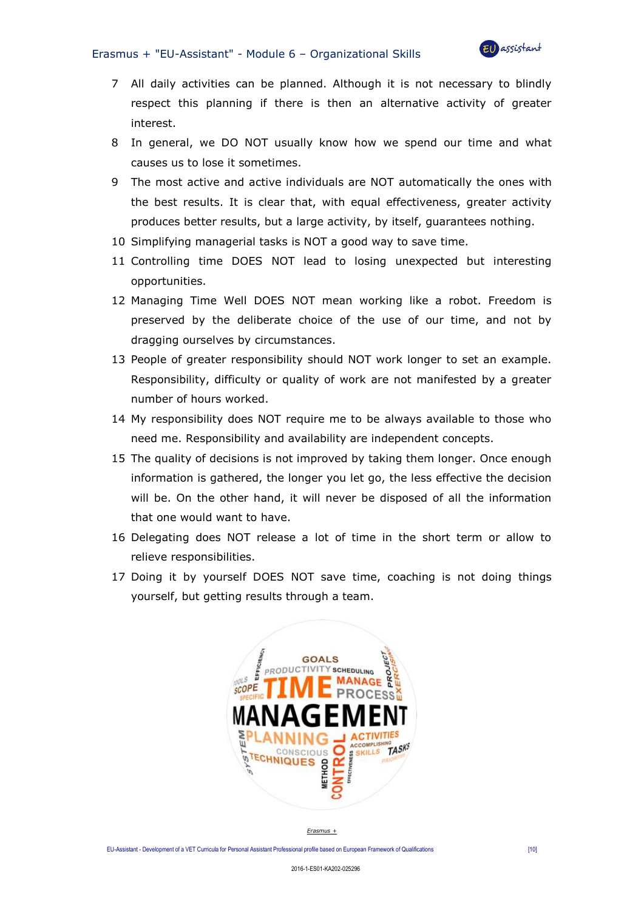7 All daily activities can be planned. Although it is not necessary to blindly respect this planning if there is then an alternative activity of greater interest.

8 In general, we DO NOT usually know how we spend our time and what causes us to lose it sometimes.

9 The most active and active individuals are NOT automatically the ones with the best results. It is clear that, with equal effectiveness, greater activity produces better results, but a large activity, by itself, guarantees nothing.

10 Simplifying managerial tasks is NOT a good way to save time.

11 Controlling time DOES NOT lead to losing unexpected but interesting opportunities.

12 Managing Time Well DOES NOT mean working like a robot. Freedom is preserved by the deliberate choice of the use of our time, and not by dragging ourselves by circumstances.

13 People of greater responsibility should NOT work longer to set an example. Responsibility, difficulty or quality of work are not manifested by a greater number of hours worked.

14 My responsibility does NOT require me to be always available to those who need me. Responsibility and availability are independent concepts.

15 The quality of decisions is not improved by taking them longer. Once enough information is gathered, the longer you let go, the less effective the decision will be. On the other hand, it will never be disposed of all the information that one would want to have.

16 Delegating does NOT release a lot of time in the short term or allow to relieve responsibilities.

17 Doing it by yourself DOES NOT save time, coaching is not doing things yourself, but getting results through a team.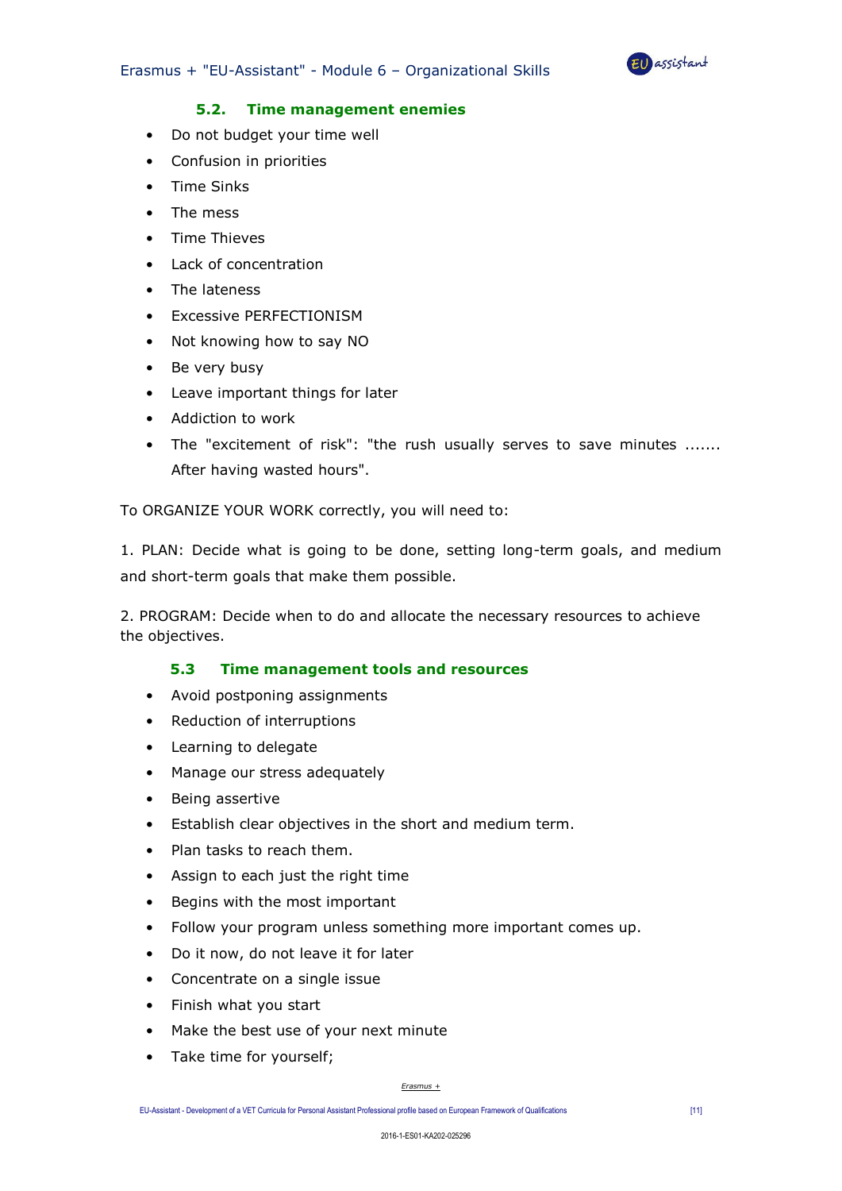### 5.2. Time management enemies

- Do not budget your time well
- Confusion in priorities
- Time Sinks
- The mess
- Time Thieves
- Lack of concentration
- The lateness
- Excessive PERFECTIONISM
- Not knowing how to say NO
- Be very busy
- Leave important things for later
- Addiction to work
- The "excitement of risk": "the rush usually serves to save minutes ....... After having wasted hours".

To ORGANIZE YOUR WORK correctly, you will need to:

1. PLAN: Decide what is going to be done, setting long-term goals, and medium and short-term goals that make them possible.

2. PROGRAM: Decide when to do and allocate the necessary resources to achieve the objectives.

### 5.3 Time management tools and resources

- Avoid postponing assignments
- Reduction of interruptions
- Learning to delegate
- Manage our stress adequately
- Being assertive
- Establish clear objectives in the short and medium term.
- Plan tasks to reach them.
- Assign to each just the right time
- Begins with the most important
- Follow your program unless something more important comes up.
- Do it now, do not leave it for later
- Concentrate on a single issue
- Finish what you start
- Make the best use of your next minute
- Take time for yourself;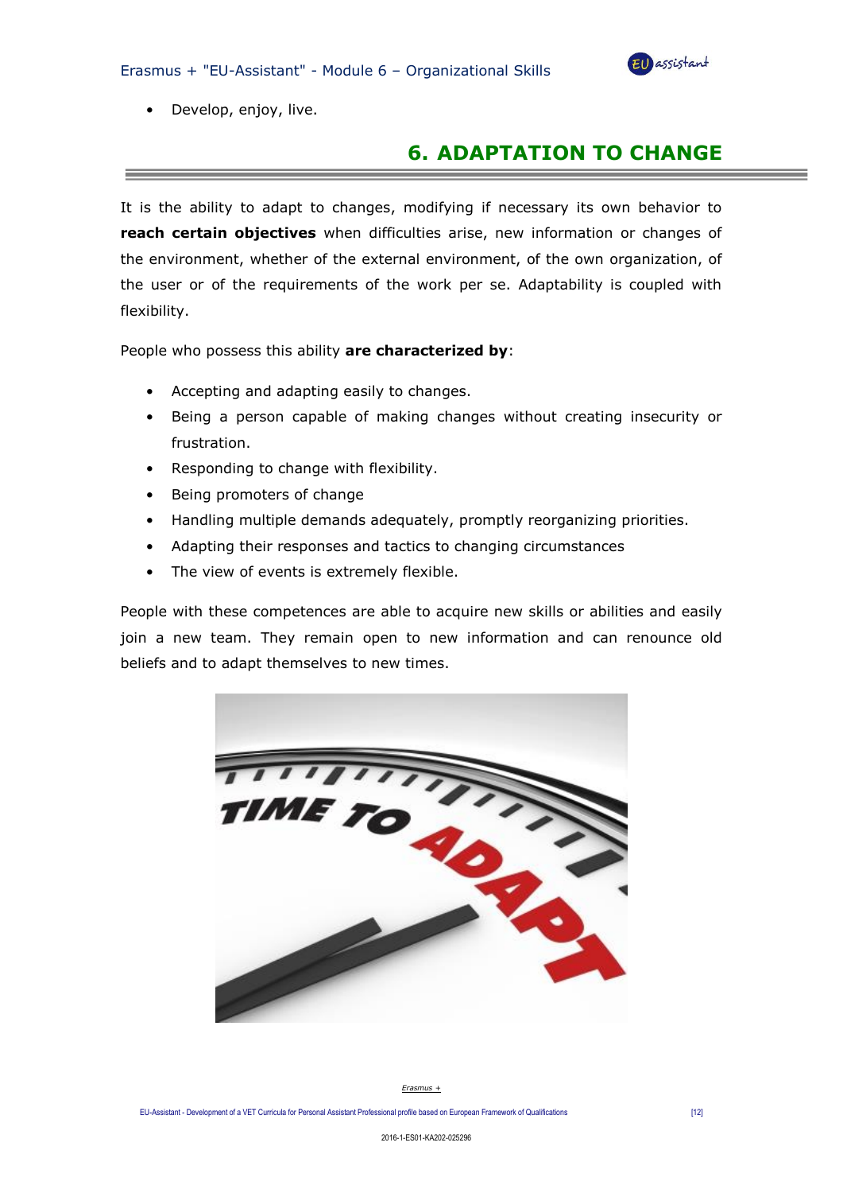- Develop, enjoy, live.

## 6. ADAPTATION TO CHANGE

It is the ability to adapt to changes, modifying if necessary its own behavior to **reach certain objectives** when difficulties arise, new information or changes of the environment, whether of the external environment, of the own organization, of the user or of the requirements of the work per se. Adaptability is coupled with flexibility.

People who possess this ability **are characterized by**:

- Accepting and adapting easily to changes.
- Being a person capable of making changes without creating insecurity or frustration.
- Responding to change with flexibility.
- Being promoters of change
- Handling multiple demands adequately, promptly reorganizing priorities.
- Adapting their responses and tactics to changing circumstances
- The view of events is extremely flexible.

People with these competences are able to acquire new skills or abilities and easily join a new team. They remain open to new information and can renounce old beliefs and to adapt themselves to new times.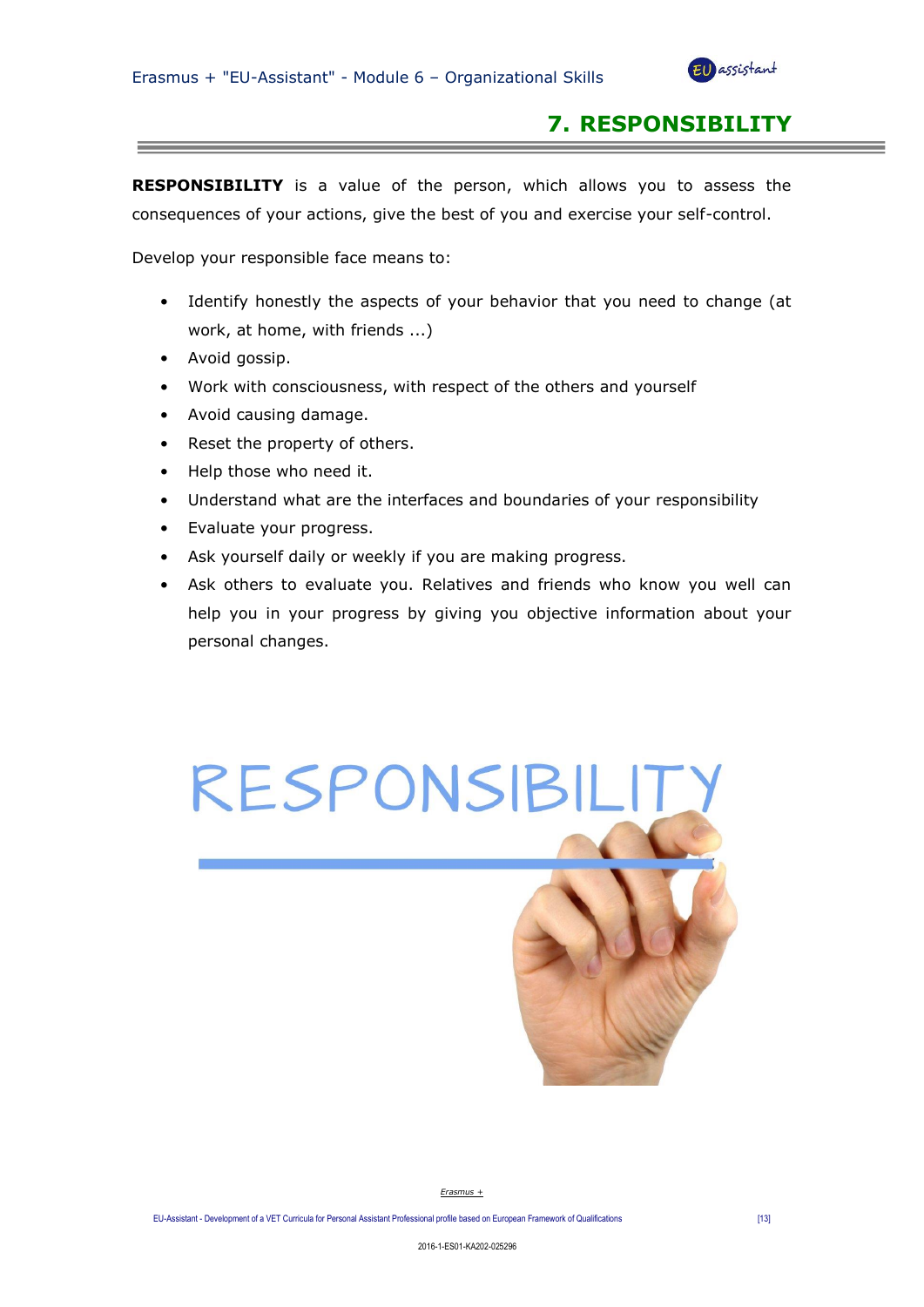## 7. RESPONSIBILITY

**RESPONSIBILITY** is a value of the person, which allows you to assess the consequences of your actions, give the best of you and exercise your self-control.

Develop your responsible face means to:

- Identify honestly the aspects of your behavior that you need to change (at work, at home, with friends ...)
- Avoid gossip.
- Work with consciousness, with respect of the others and yourself
- Avoid causing damage.
- Reset the property of others.
- Help those who need it.
- Understand what are the interfaces and boundaries of your responsibility
- Evaluate your progress.
- Ask yourself daily or weekly if you are making progress.
- Ask others to evaluate you. Relatives and friends who know you well can help you in your progress by giving you objective information about your personal changes.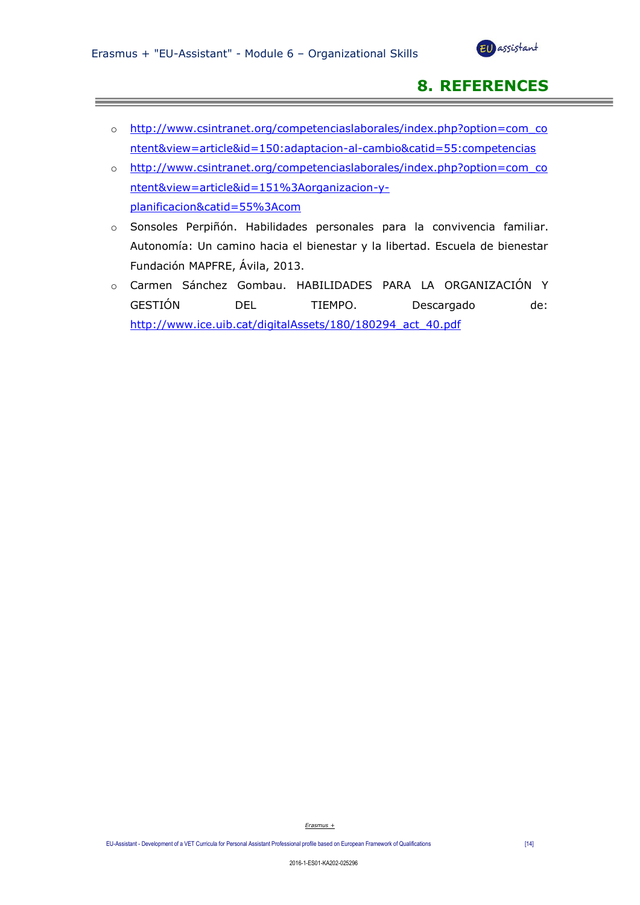## 8. REFERENCES

- http://www.csintranet.org/competenciaslaborales/index.php?option=com_content&view=article&id=150:adaptacion-al-cambio&catid=55:competencias
- http://www.csintranet.org/competenciaslaborales/index.php?option=com_content&view=article&id=151%3Aorganizacion-y-planificacion&catid=55%3Acom
- Sonsoles Perpiñón. Habilidades personales para la convivencia familiar. Autonomía: Un camino hacia el bienestar y la libertad. Escuela de bienestar Fundación MAPFRE, Ávila, 2013.
- Carmen Sánchez Gombau. HABILIDADES PARA LA ORGANIZACIÓN Y GESTIÓN DEL TIEMPO. Descargado de: http://www.ice.uib.cat/digitalAssets/180/180294_act_40.pdf